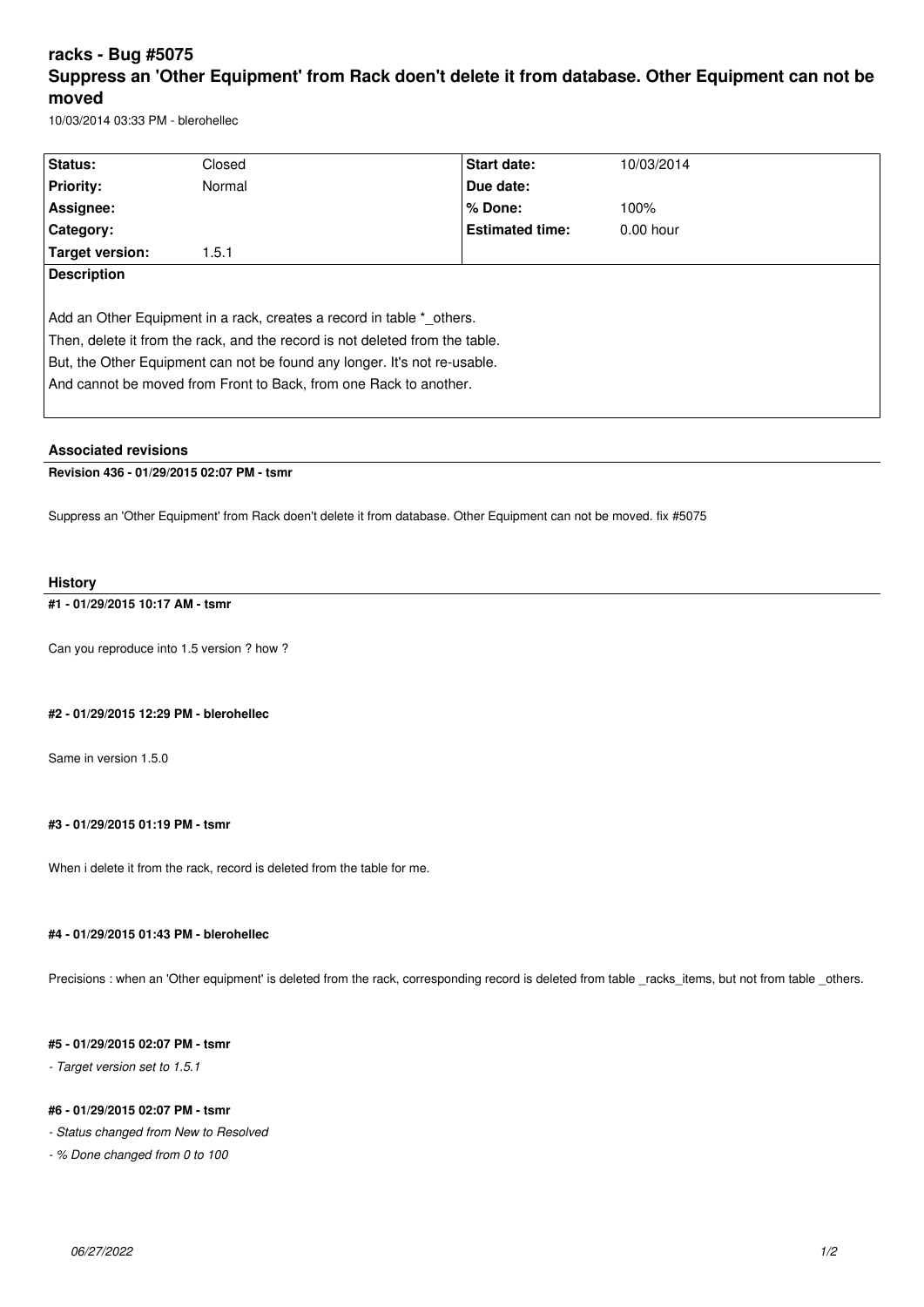# racks - Bug #5075

# Suppress an 'Other Equipment' from Rack doen't delete it from database. Other Equipment can not be moved

10/03/2014 03:33 PM - blerohellec

| Status: | Closed | Start date: | 10/03/2014 |
| --- | --- | --- | --- |
| Priority: | Normal | Due date: | |
| Assignee: | | % Done: | 100% |
| Category: | | Estimated time: | 0.00 hour |
| Target version: | 1.5.1 | | |

**Description**

Add an Other Equipment in a rack, creates a record in table *_others.
Then, delete it from the rack, and the record is not deleted from the table.
But, the Other Equipment can not be found any longer. It's not re-usable.
And cannot be moved from Front to Back, from one Rack to another.

## Associated revisions

**Revision 436 - 01/29/2015 02:07 PM - tsmr**

Suppress an 'Other Equipment' from Rack doen't delete it from database. Other Equipment can not be moved. fix #5075

## History

**#1 - 01/29/2015 10:17 AM - tsmr**

Can you reproduce into 1.5 version ? how ?

**#2 - 01/29/2015 12:29 PM - blerohellec**

Same in version 1.5.0

**#3 - 01/29/2015 01:19 PM - tsmr**

When i delete it from the rack, record is deleted from the table for me.

**#4 - 01/29/2015 01:43 PM - blerohellec**

Precisions : when an 'Other equipment' is deleted from the rack, corresponding record is deleted from table _racks_items, but not from table _others.

**#5 - 01/29/2015 02:07 PM - tsmr**

*- Target version set to 1.5.1*

**#6 - 01/29/2015 02:07 PM - tsmr**

*- Status changed from New to Resolved*

*- % Done changed from 0 to 100*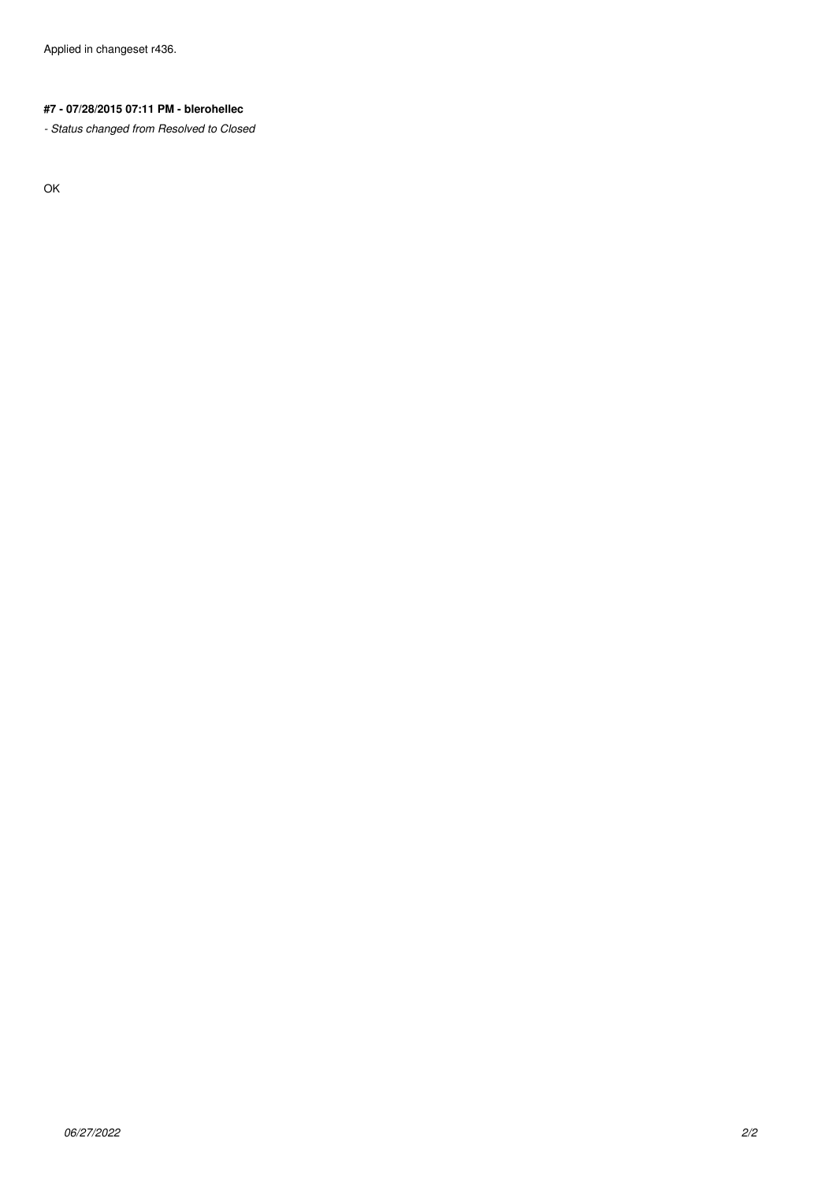Applied in changeset r436.

**#7 - 07/28/2015 07:11 PM - blerohellec**

*- Status changed from Resolved to Closed*

OK